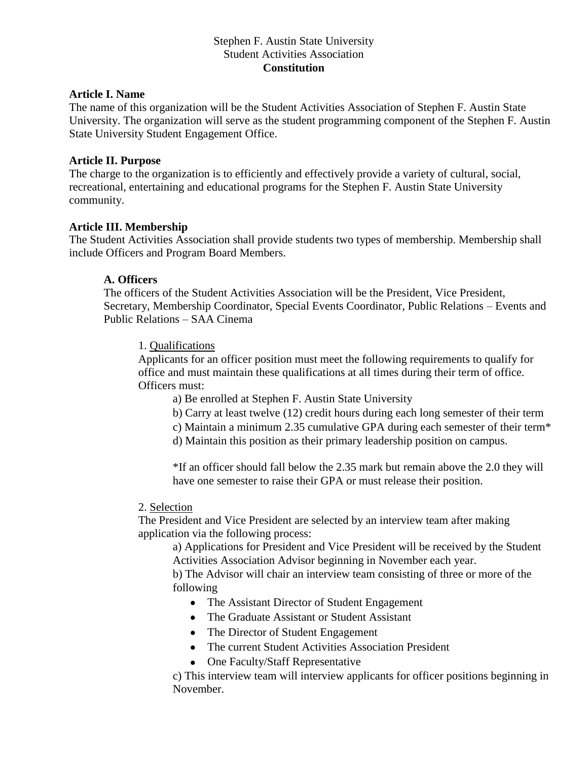Stephen F. Austin State University
Student Activities Association
**Constitution**

## Article I. Name

The name of this organization will be the Student Activities Association of Stephen F. Austin State University. The organization will serve as the student programming component of the Stephen F. Austin State University Student Engagement Office.

## Article II. Purpose

The charge to the organization is to efficiently and effectively provide a variety of cultural, social, recreational, entertaining and educational programs for the Stephen F. Austin State University community.

## Article III. Membership

The Student Activities Association shall provide students two types of membership. Membership shall include Officers and Program Board Members.

### A. Officers

The officers of the Student Activities Association will be the President, Vice President, Secretary, Membership Coordinator, Special Events Coordinator, Public Relations – Events and Public Relations – SAA Cinema

1. Qualifications

Applicants for an officer position must meet the following requirements to qualify for office and must maintain these qualifications at all times during their term of office. Officers must:

a) Be enrolled at Stephen F. Austin State University

b) Carry at least twelve (12) credit hours during each long semester of their term

c) Maintain a minimum 2.35 cumulative GPA during each semester of their term*

d) Maintain this position as their primary leadership position on campus.

*If an officer should fall below the 2.35 mark but remain above the 2.0 they will have one semester to raise their GPA or must release their position.

2. Selection

The President and Vice President are selected by an interview team after making application via the following process:

a) Applications for President and Vice President will be received by the Student Activities Association Advisor beginning in November each year.

b) The Advisor will chair an interview team consisting of three or more of the following

- The Assistant Director of Student Engagement
- The Graduate Assistant or Student Assistant
- The Director of Student Engagement
- The current Student Activities Association President
- One Faculty/Staff Representative

c) This interview team will interview applicants for officer positions beginning in November.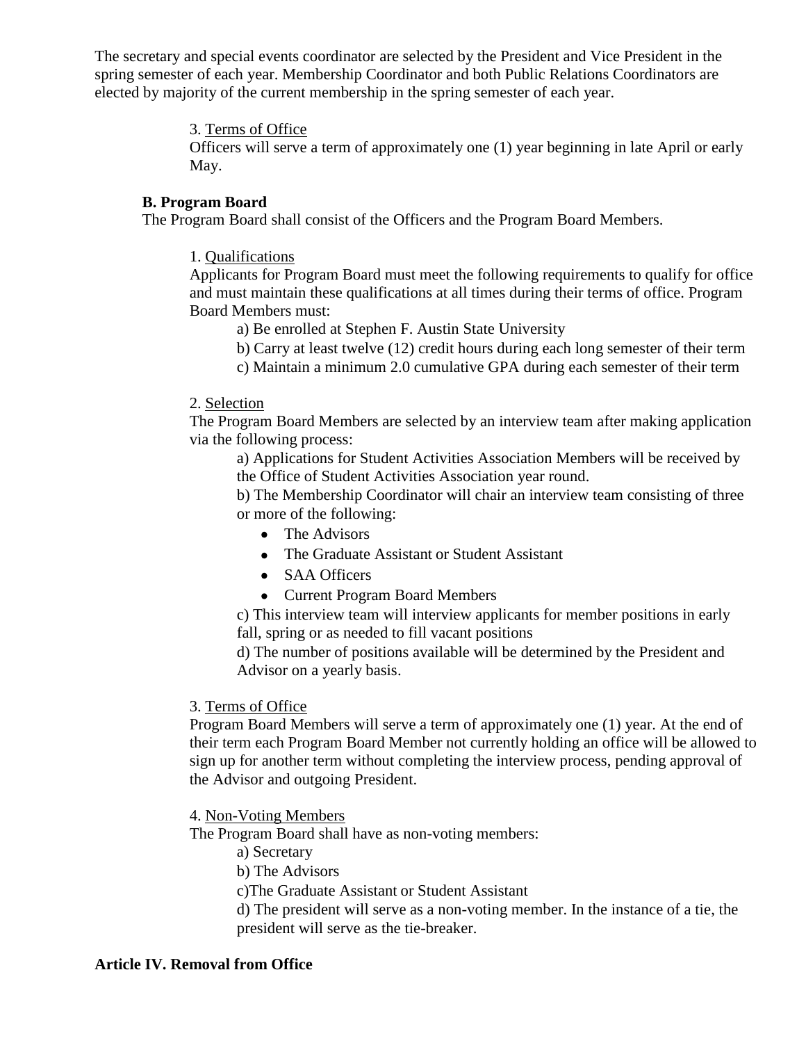The secretary and special events coordinator are selected by the President and Vice President in the spring semester of each year. Membership Coordinator and both Public Relations Coordinators are elected by majority of the current membership in the spring semester of each year.

3. Terms of Office

Officers will serve a term of approximately one (1) year beginning in late April or early May.

**B. Program Board**

The Program Board shall consist of the Officers and the Program Board Members.

1. Qualifications

Applicants for Program Board must meet the following requirements to qualify for office and must maintain these qualifications at all times during their terms of office. Program Board Members must:

a) Be enrolled at Stephen F. Austin State University

b) Carry at least twelve (12) credit hours during each long semester of their term

c) Maintain a minimum 2.0 cumulative GPA during each semester of their term

2. Selection

The Program Board Members are selected by an interview team after making application via the following process:

a) Applications for Student Activities Association Members will be received by the Office of Student Activities Association year round.

b) The Membership Coordinator will chair an interview team consisting of three or more of the following:

- The Advisors
- The Graduate Assistant or Student Assistant
- SAA Officers
- Current Program Board Members

c) This interview team will interview applicants for member positions in early fall, spring or as needed to fill vacant positions

d) The number of positions available will be determined by the President and Advisor on a yearly basis.

3. Terms of Office

Program Board Members will serve a term of approximately one (1) year. At the end of their term each Program Board Member not currently holding an office will be allowed to sign up for another term without completing the interview process, pending approval of the Advisor and outgoing President.

4. Non-Voting Members

The Program Board shall have as non-voting members:

a) Secretary

b) The Advisors

c)The Graduate Assistant or Student Assistant

d) The president will serve as a non-voting member. In the instance of a tie, the president will serve as the tie-breaker.

**Article IV. Removal from Office**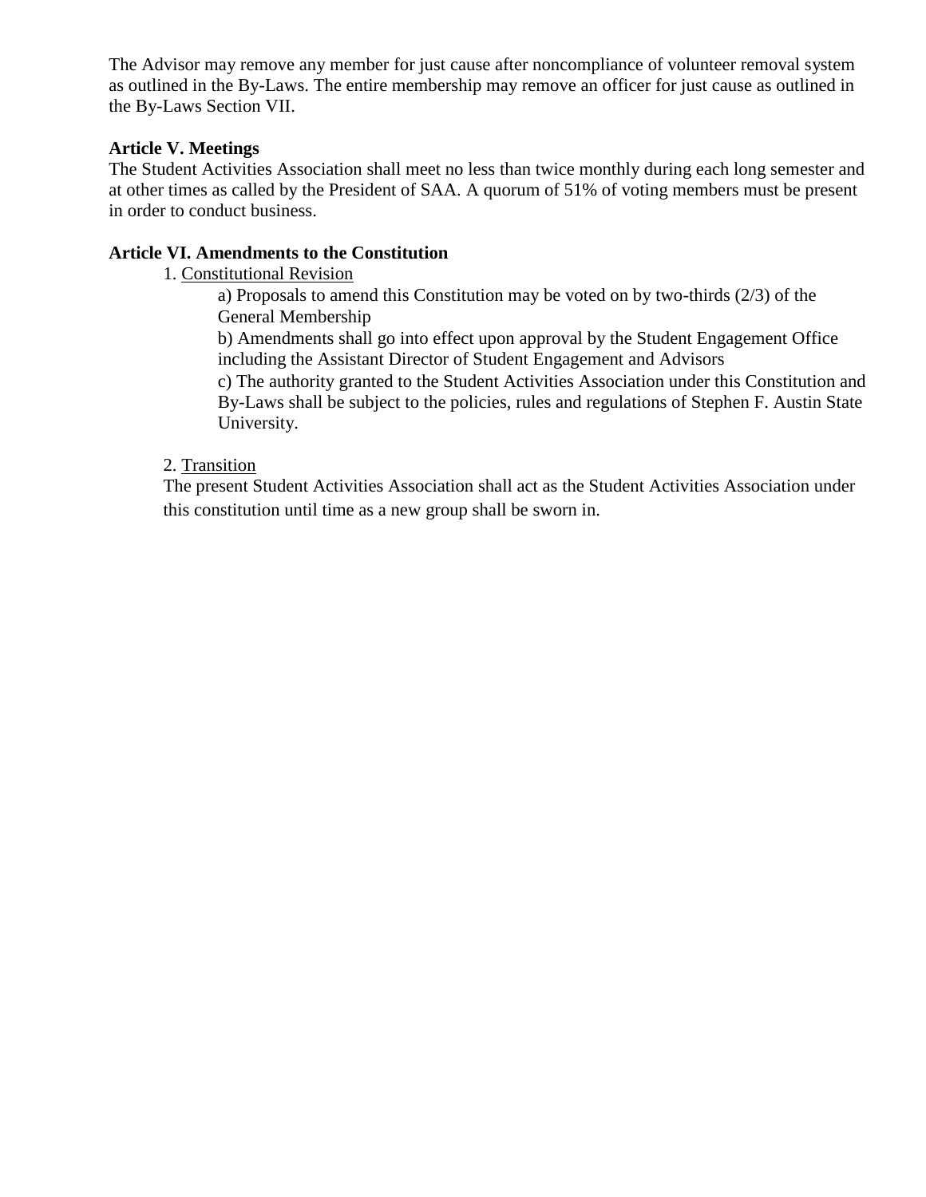The Advisor may remove any member for just cause after noncompliance of volunteer removal system as outlined in the By-Laws. The entire membership may remove an officer for just cause as outlined in the By-Laws Section VII.

**Article V. Meetings**

The Student Activities Association shall meet no less than twice monthly during each long semester and at other times as called by the President of SAA. A quorum of 51% of voting members must be present in order to conduct business.

**Article VI. Amendments to the Constitution**

1. Constitutional Revision

   a) Proposals to amend this Constitution may be voted on by two-thirds (2/3) of the General Membership

   b) Amendments shall go into effect upon approval by the Student Engagement Office including the Assistant Director of Student Engagement and Advisors

   c) The authority granted to the Student Activities Association under this Constitution and By-Laws shall be subject to the policies, rules and regulations of Stephen F. Austin State University.

2. Transition

   The present Student Activities Association shall act as the Student Activities Association under this constitution until time as a new group shall be sworn in.